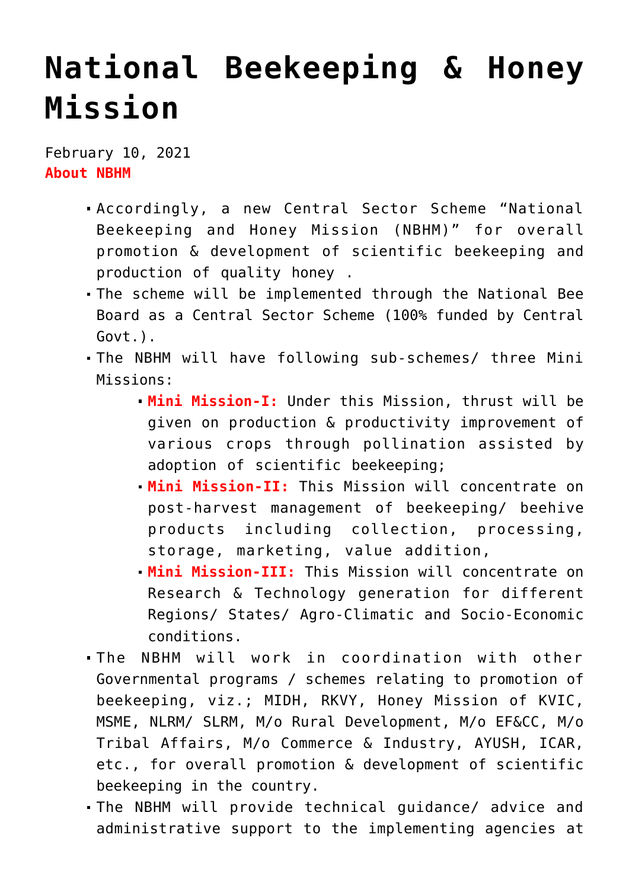# National Beekeeping & Honey Mission

February 10, 2021

**About NBHM**

- Accordingly, a new Central Sector Scheme "National Beekeeping and Honey Mission (NBHM)" for overall promotion & development of scientific beekeeping and production of quality honey .
- The scheme will be implemented through the National Bee Board as a Central Sector Scheme (100% funded by Central Govt.).
- The NBHM will have following sub-schemes/ three Mini Missions:
  - **Mini Mission-I:** Under this Mission, thrust will be given on production & productivity improvement of various crops through pollination assisted by adoption of scientific beekeeping;
  - **Mini Mission-II:** This Mission will concentrate on post-harvest management of beekeeping/ beehive products including collection, processing, storage, marketing, value addition,
  - **Mini Mission-III:** This Mission will concentrate on Research & Technology generation for different Regions/ States/ Agro-Climatic and Socio-Economic conditions.
- The NBHM will work in coordination with other Governmental programs / schemes relating to promotion of beekeeping, viz.; MIDH, RKVY, Honey Mission of KVIC, MSME, NLRM/ SLRM, M/o Rural Development, M/o EF&CC, M/o Tribal Affairs, M/o Commerce & Industry, AYUSH, ICAR, etc., for overall promotion & development of scientific beekeeping in the country.
- The NBHM will provide technical guidance/ advice and administrative support to the implementing agencies at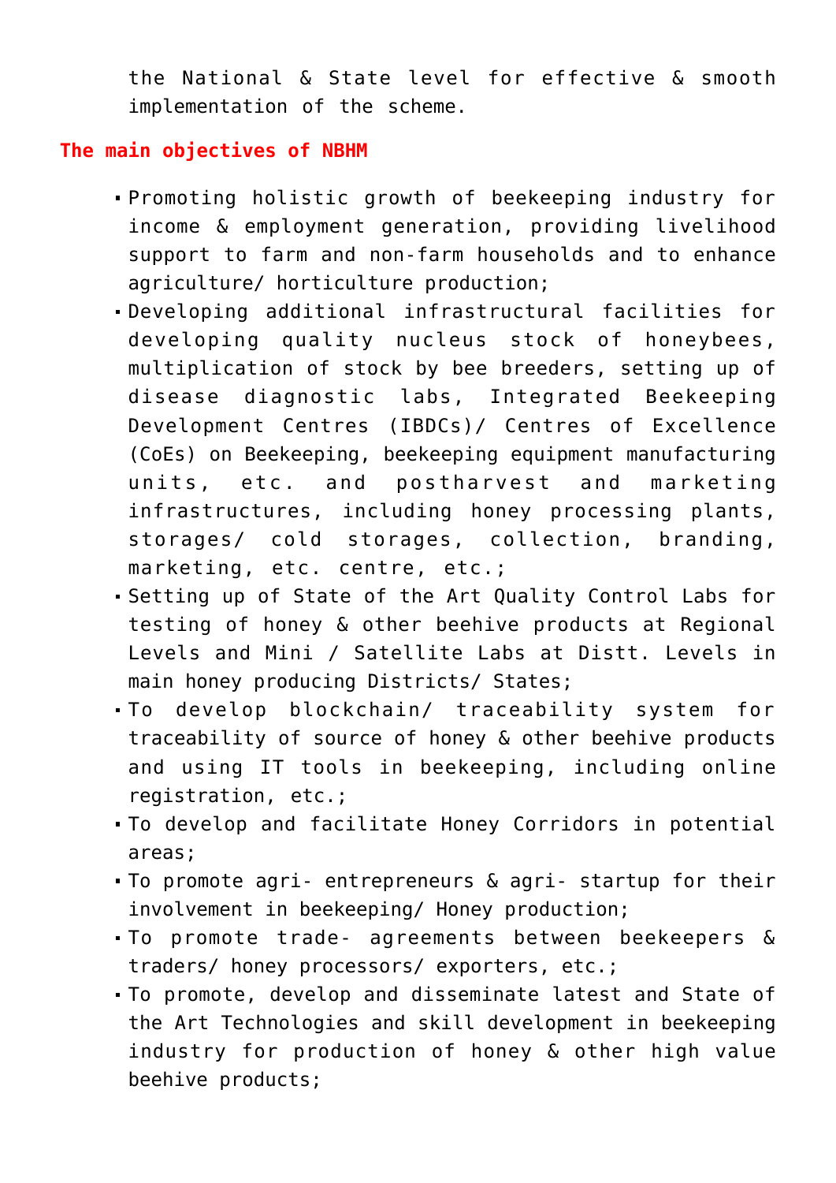the National & State level for effective & smooth implementation of the scheme.

**The main objectives of NBHM**

- Promoting holistic growth of beekeeping industry for income & employment generation, providing livelihood support to farm and non-farm households and to enhance agriculture/ horticulture production;
- Developing additional infrastructural facilities for developing quality nucleus stock of honeybees, multiplication of stock by bee breeders, setting up of disease diagnostic labs, Integrated Beekeeping Development Centres (IBDCs)/ Centres of Excellence (CoEs) on Beekeeping, beekeeping equipment manufacturing units, etc. and postharvest and marketing infrastructures, including honey processing plants, storages/ cold storages, collection, branding, marketing, etc. centre, etc.;
- Setting up of State of the Art Quality Control Labs for testing of honey & other beehive products at Regional Levels and Mini / Satellite Labs at Distt. Levels in main honey producing Districts/ States;
- To develop blockchain/ traceability system for traceability of source of honey & other beehive products and using IT tools in beekeeping, including online registration, etc.;
- To develop and facilitate Honey Corridors in potential areas;
- To promote agri- entrepreneurs & agri- startup for their involvement in beekeeping/ Honey production;
- To promote trade- agreements between beekeepers & traders/ honey processors/ exporters, etc.;
- To promote, develop and disseminate latest and State of the Art Technologies and skill development in beekeeping industry for production of honey & other high value beehive products;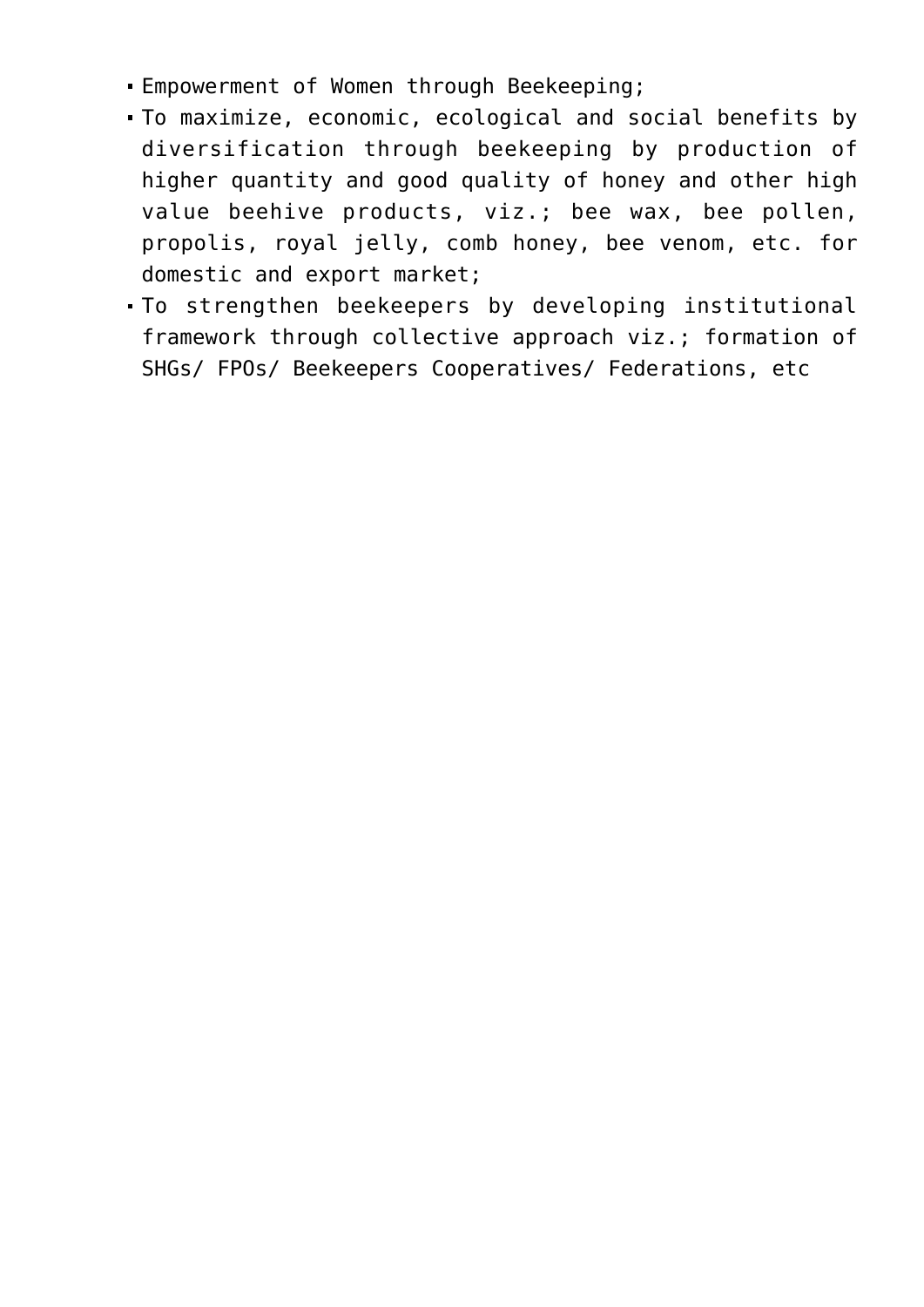- Empowerment of Women through Beekeeping;
- To maximize, economic, ecological and social benefits by diversification through beekeeping by production of higher quantity and good quality of honey and other high value beehive products, viz.; bee wax, bee pollen, propolis, royal jelly, comb honey, bee venom, etc. for domestic and export market;
- To strengthen beekeepers by developing institutional framework through collective approach viz.; formation of SHGs/ FPOs/ Beekeepers Cooperatives/ Federations, etc